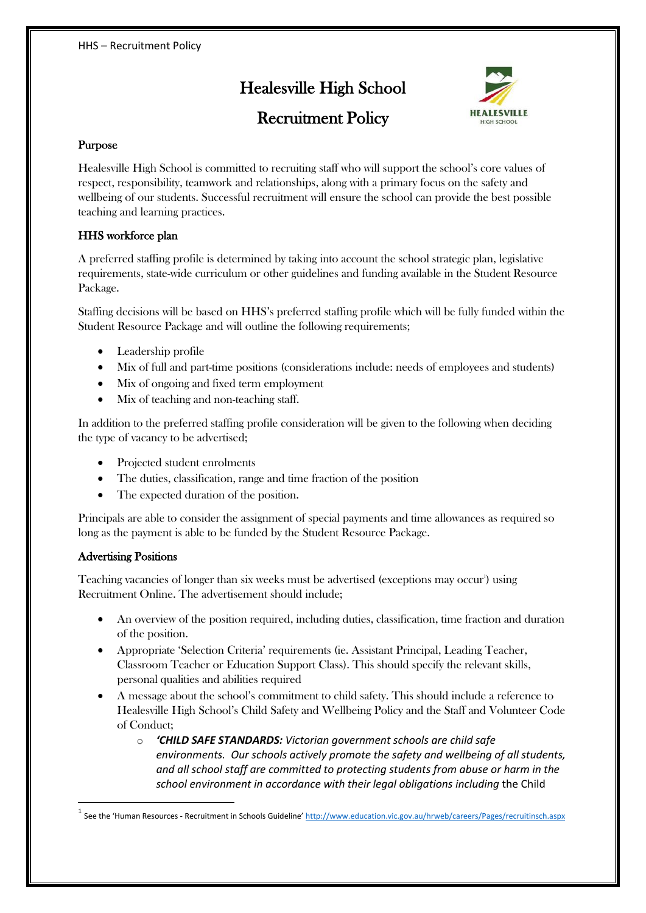# Healesville High School

# Recruitment Policy

## Purpose

Healesville High School is committed to recruiting staff who will support the school's core values of respect, responsibility, teamwork and relationships, along with a primary focus on the safety and wellbeing of our students. Successful recruitment will ensure the school can provide the best possible teaching and learning practices.

## HHS workforce plan

A preferred staffing profile is determined by taking into account the school strategic plan, legislative requirements, state-wide curriculum or other guidelines and funding available in the Student Resource Package.

Staffing decisions will be based on HHS's preferred staffing profile which will be fully funded within the Student Resource Package and will outline the following requirements;

- Leadership profile
- Mix of full and part-time positions (considerations include: needs of employees and students)
- Mix of ongoing and fixed term employment
- Mix of teaching and non-teaching staff.

In addition to the preferred staffing profile consideration will be given to the following when deciding the type of vacancy to be advertised;

- Projected student enrolments
- The duties, classification, range and time fraction of the position
- The expected duration of the position.

Principals are able to consider the assignment of special payments and time allowances as required so long as the payment is able to be funded by the Student Resource Package.

## Advertising Positions

Teaching vacancies of longer than six weeks must be advertised (exceptions may occur[1]) using Recruitment Online. The advertisement should include;

- An overview of the position required, including duties, classification, time fraction and duration of the position.
- Appropriate 'Selection Criteria' requirements (ie. Assistant Principal, Leading Teacher, Classroom Teacher or Education Support Class). This should specify the relevant skills, personal qualities and abilities required
- A message about the school's commitment to child safety. This should include a reference to Healesville High School's Child Safety and Wellbeing Policy and the Staff and Volunteer Code of Conduct;
    - ***'CHILD SAFE STANDARDS:** Victorian government schools are child safe environments. Our schools actively promote the safety and wellbeing of all students, and all school staff are committed to protecting students from abuse or harm in the school environment in accordance with their legal obligations including* the Child

[1] See the 'Human Resources - Recruitment in Schools Guideline' http://www.education.vic.gov.au/hrweb/careers/Pages/recruitinsch.aspx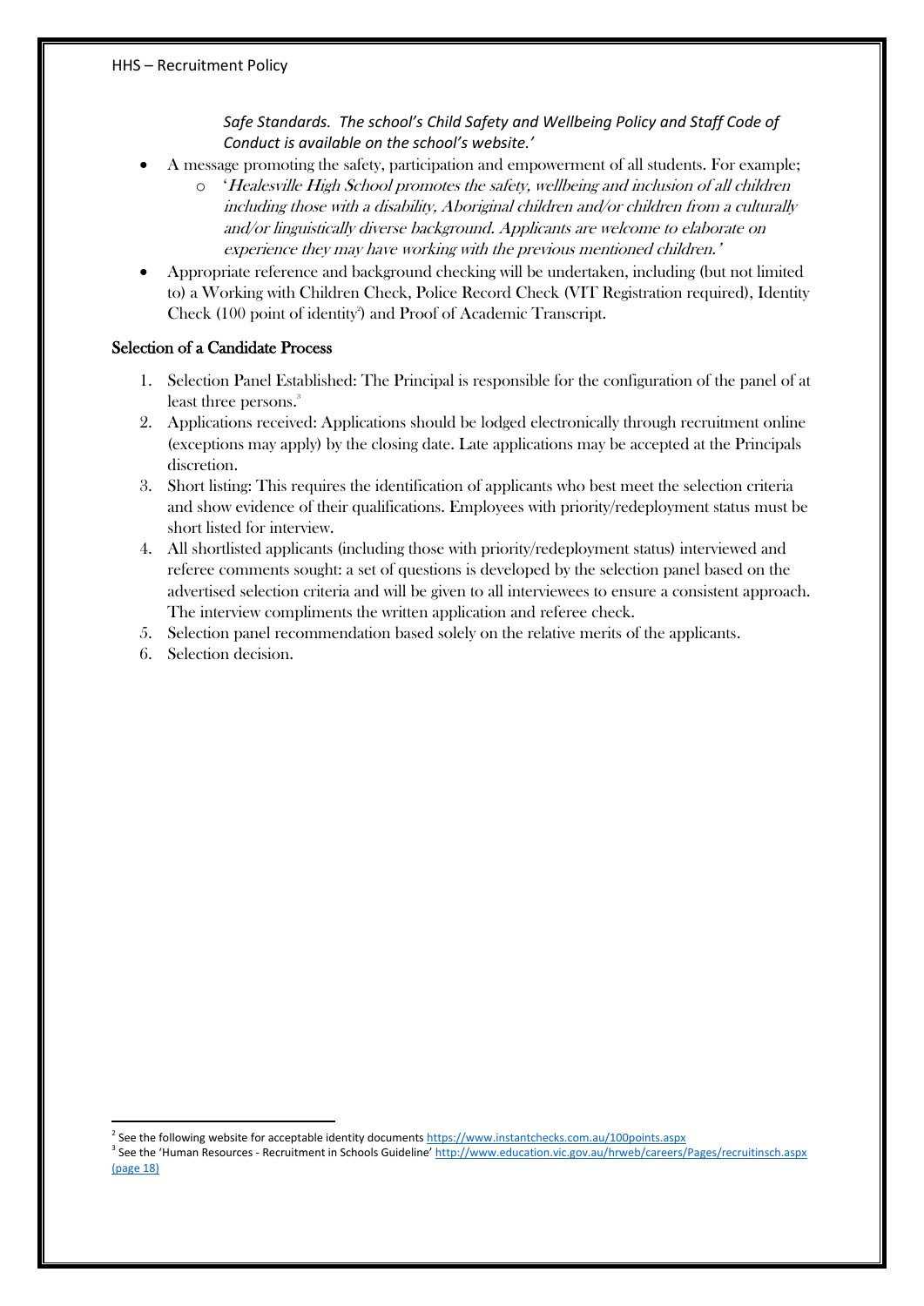*Safe Standards. The school's Child Safety and Wellbeing Policy and Staff Code of Conduct is available on the school's website.'*

- A message promoting the safety, participation and empowerment of all students. For example;
  - '*Healesville High School promotes the safety, wellbeing and inclusion of all children including those with a disability, Aboriginal children and/or children from a culturally and/or linguistically diverse background. Applicants are welcome to elaborate on experience they may have working with the previous mentioned children.'*
- Appropriate reference and background checking will be undertaken, including (but not limited to) a Working with Children Check, Police Record Check (VIT Registration required), Identity Check (100 point of identity[2]) and Proof of Academic Transcript.

### Selection of a Candidate Process

1. Selection Panel Established: The Principal is responsible for the configuration of the panel of at least three persons.[3]
2. Applications received: Applications should be lodged electronically through recruitment online (exceptions may apply) by the closing date. Late applications may be accepted at the Principals discretion.
3. Short listing: This requires the identification of applicants who best meet the selection criteria and show evidence of their qualifications. Employees with priority/redeployment status must be short listed for interview.
4. All shortlisted applicants (including those with priority/redeployment status) interviewed and referee comments sought: a set of questions is developed by the selection panel based on the advertised selection criteria and will be given to all interviewees to ensure a consistent approach. The interview compliments the written application and referee check.
5. Selection panel recommendation based solely on the relative merits of the applicants.
6. Selection decision.

---

[2] See the following website for acceptable identity documents https://www.instantchecks.com.au/100points.aspx

[3] See the 'Human Resources - Recruitment in Schools Guideline' http://www.education.vic.gov.au/hrweb/careers/Pages/recruitinsch.aspx (page 18)